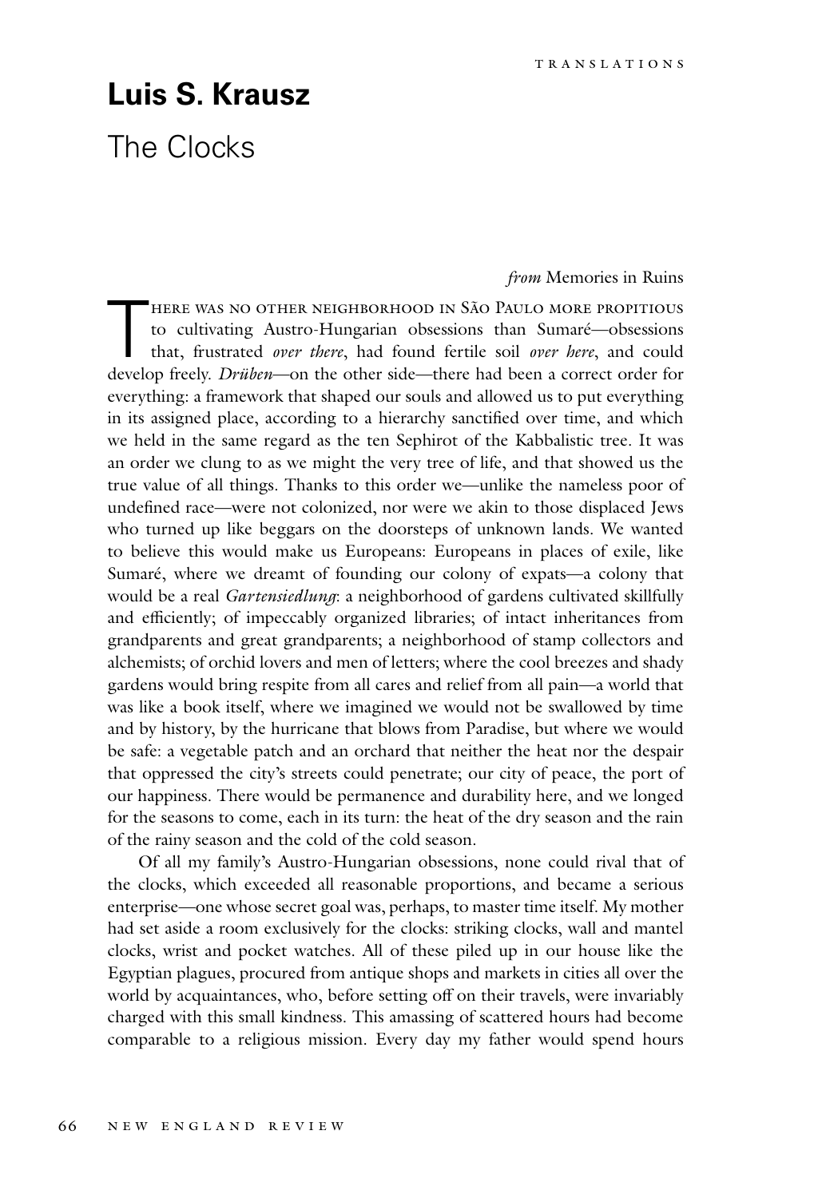# Luis S. Krausz

## The Clocks

*from* Memories in Ruins

There was no other neighborhood in São Paulo more propitious to cultivating Austro-Hungarian obsessions than Sumaré—obsessions that, frustrated *over there*, had found fertile soil *over here*, and could develop freely. *Drüben*—on the other side—there had been a correct order for everything: a framework that shaped our souls and allowed us to put everything in its assigned place, according to a hierarchy sanctified over time, and which we held in the same regard as the ten Sephirot of the Kabbalistic tree. It was an order we clung to as we might the very tree of life, and that showed us the true value of all things. Thanks to this order we—unlike the nameless poor of undefined race—were not colonized, nor were we akin to those displaced Jews who turned up like beggars on the doorsteps of unknown lands. We wanted to believe this would make us Europeans: Europeans in places of exile, like Sumaré, where we dreamt of founding our colony of expats—a colony that would be a real *Gartensiedlung*: a neighborhood of gardens cultivated skillfully and efficiently; of impeccably organized libraries; of intact inheritances from grandparents and great grandparents; a neighborhood of stamp collectors and alchemists; of orchid lovers and men of letters; where the cool breezes and shady gardens would bring respite from all cares and relief from all pain—a world that was like a book itself, where we imagined we would not be swallowed by time and by history, by the hurricane that blows from Paradise, but where we would be safe: a vegetable patch and an orchard that neither the heat nor the despair that oppressed the city's streets could penetrate; our city of peace, the port of our happiness. There would be permanence and durability here, and we longed for the seasons to come, each in its turn: the heat of the dry season and the rain of the rainy season and the cold of the cold season.

Of all my family's Austro-Hungarian obsessions, none could rival that of the clocks, which exceeded all reasonable proportions, and became a serious enterprise—one whose secret goal was, perhaps, to master time itself. My mother had set aside a room exclusively for the clocks: striking clocks, wall and mantel clocks, wrist and pocket watches. All of these piled up in our house like the Egyptian plagues, procured from antique shops and markets in cities all over the world by acquaintances, who, before setting off on their travels, were invariably charged with this small kindness. This amassing of scattered hours had become comparable to a religious mission. Every day my father would spend hours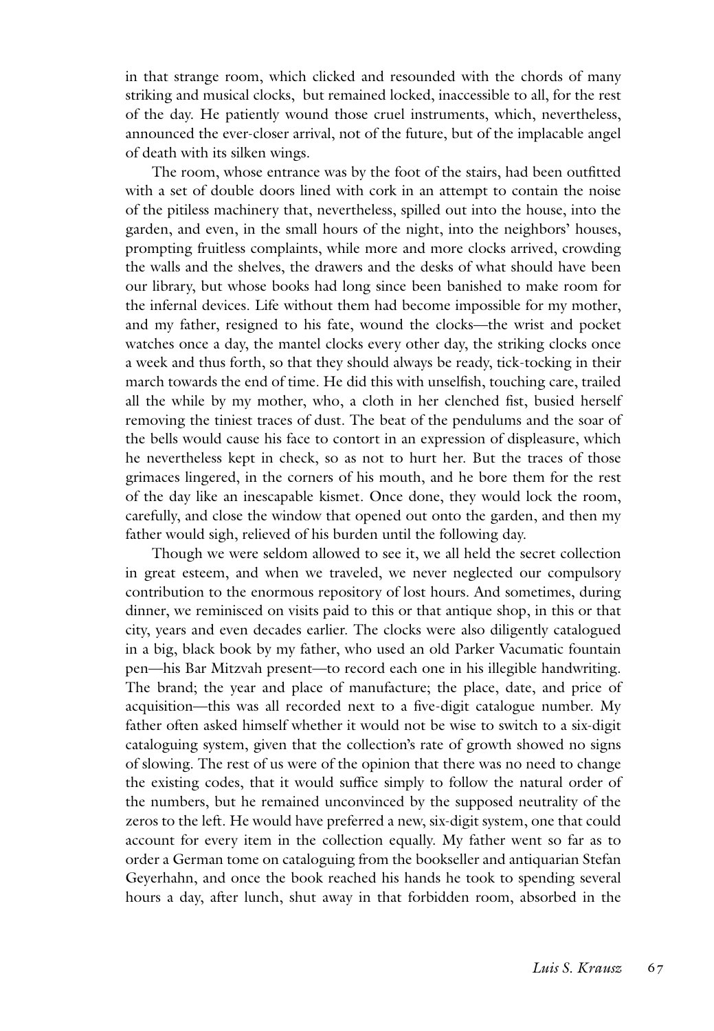in that strange room, which clicked and resounded with the chords of many striking and musical clocks, but remained locked, inaccessible to all, for the rest of the day. He patiently wound those cruel instruments, which, nevertheless, announced the ever-closer arrival, not of the future, but of the implacable angel of death with its silken wings.

The room, whose entrance was by the foot of the stairs, had been outfitted with a set of double doors lined with cork in an attempt to contain the noise of the pitiless machinery that, nevertheless, spilled out into the house, into the garden, and even, in the small hours of the night, into the neighbors' houses, prompting fruitless complaints, while more and more clocks arrived, crowding the walls and the shelves, the drawers and the desks of what should have been our library, but whose books had long since been banished to make room for the infernal devices. Life without them had become impossible for my mother, and my father, resigned to his fate, wound the clocks—the wrist and pocket watches once a day, the mantel clocks every other day, the striking clocks once a week and thus forth, so that they should always be ready, tick-tocking in their march towards the end of time. He did this with unselfish, touching care, trailed all the while by my mother, who, a cloth in her clenched fist, busied herself removing the tiniest traces of dust. The beat of the pendulums and the soar of the bells would cause his face to contort in an expression of displeasure, which he nevertheless kept in check, so as not to hurt her. But the traces of those grimaces lingered, in the corners of his mouth, and he bore them for the rest of the day like an inescapable kismet. Once done, they would lock the room, carefully, and close the window that opened out onto the garden, and then my father would sigh, relieved of his burden until the following day.

Though we were seldom allowed to see it, we all held the secret collection in great esteem, and when we traveled, we never neglected our compulsory contribution to the enormous repository of lost hours. And sometimes, during dinner, we reminisced on visits paid to this or that antique shop, in this or that city, years and even decades earlier. The clocks were also diligently catalogued in a big, black book by my father, who used an old Parker Vacumatic fountain pen—his Bar Mitzvah present—to record each one in his illegible handwriting. The brand; the year and place of manufacture; the place, date, and price of acquisition—this was all recorded next to a five-digit catalogue number. My father often asked himself whether it would not be wise to switch to a six-digit cataloguing system, given that the collection's rate of growth showed no signs of slowing. The rest of us were of the opinion that there was no need to change the existing codes, that it would suffice simply to follow the natural order of the numbers, but he remained unconvinced by the supposed neutrality of the zeros to the left. He would have preferred a new, six-digit system, one that could account for every item in the collection equally. My father went so far as to order a German tome on cataloguing from the bookseller and antiquarian Stefan Geyerhahn, and once the book reached his hands he took to spending several hours a day, after lunch, shut away in that forbidden room, absorbed in the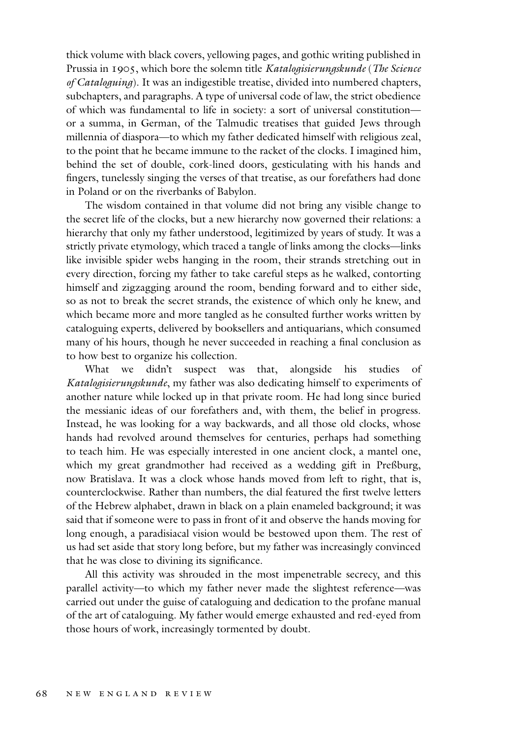thick volume with black covers, yellowing pages, and gothic writing published in Prussia in 1905, which bore the solemn title *Katalogisierungskunde* (*The Science of Cataloguing*). It was an indigestible treatise, divided into numbered chapters, subchapters, and paragraphs. A type of universal code of law, the strict obedience of which was fundamental to life in society: a sort of universal constitution—or a summa, in German, of the Talmudic treatises that guided Jews through millennia of diaspora—to which my father dedicated himself with religious zeal, to the point that he became immune to the racket of the clocks. I imagined him, behind the set of double, cork-lined doors, gesticulating with his hands and fingers, tunelessly singing the verses of that treatise, as our forefathers had done in Poland or on the riverbanks of Babylon.

The wisdom contained in that volume did not bring any visible change to the secret life of the clocks, but a new hierarchy now governed their relations: a hierarchy that only my father understood, legitimized by years of study. It was a strictly private etymology, which traced a tangle of links among the clocks—links like invisible spider webs hanging in the room, their strands stretching out in every direction, forcing my father to take careful steps as he walked, contorting himself and zigzagging around the room, bending forward and to either side, so as not to break the secret strands, the existence of which only he knew, and which became more and more tangled as he consulted further works written by cataloguing experts, delivered by booksellers and antiquarians, which consumed many of his hours, though he never succeeded in reaching a final conclusion as to how best to organize his collection.

What we didn't suspect was that, alongside his studies of *Katalogisierungskunde*, my father was also dedicating himself to experiments of another nature while locked up in that private room. He had long since buried the messianic ideas of our forefathers and, with them, the belief in progress. Instead, he was looking for a way backwards, and all those old clocks, whose hands had revolved around themselves for centuries, perhaps had something to teach him. He was especially interested in one ancient clock, a mantel one, which my great grandmother had received as a wedding gift in Preßburg, now Bratislava. It was a clock whose hands moved from left to right, that is, counterclockwise. Rather than numbers, the dial featured the first twelve letters of the Hebrew alphabet, drawn in black on a plain enameled background; it was said that if someone were to pass in front of it and observe the hands moving for long enough, a paradisiacal vision would be bestowed upon them. The rest of us had set aside that story long before, but my father was increasingly convinced that he was close to divining its significance.

All this activity was shrouded in the most impenetrable secrecy, and this parallel activity—to which my father never made the slightest reference—was carried out under the guise of cataloguing and dedication to the profane manual of the art of cataloguing. My father would emerge exhausted and red-eyed from those hours of work, increasingly tormented by doubt.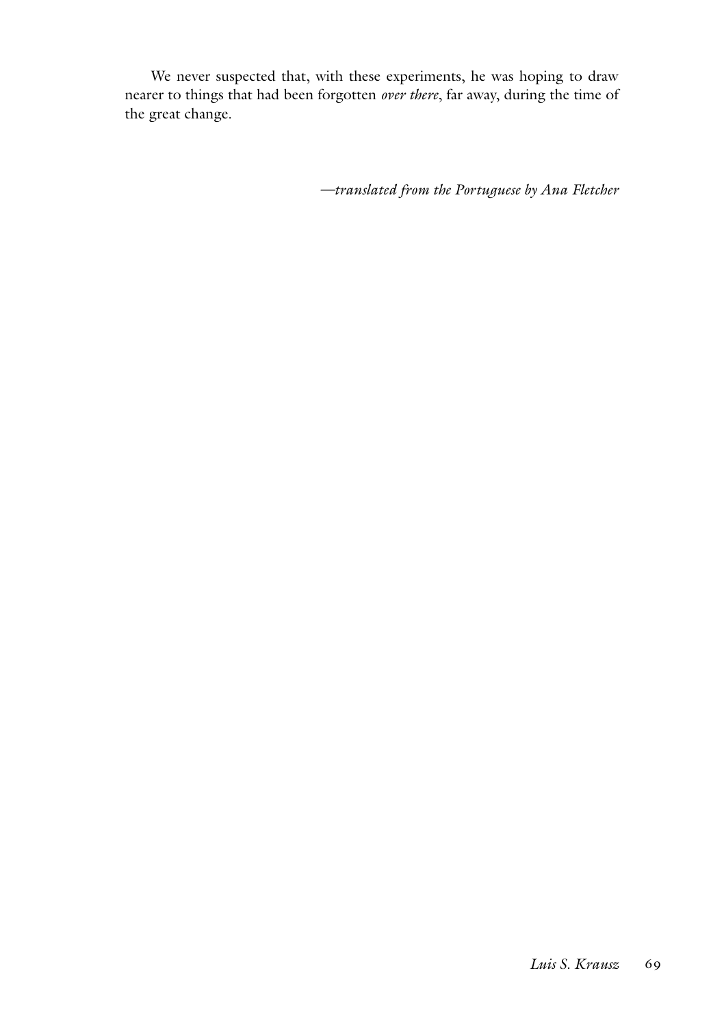We never suspected that, with these experiments, he was hoping to draw nearer to things that had been forgotten *over there*, far away, during the time of the great change.

*—translated from the Portuguese by Ana Fletcher*